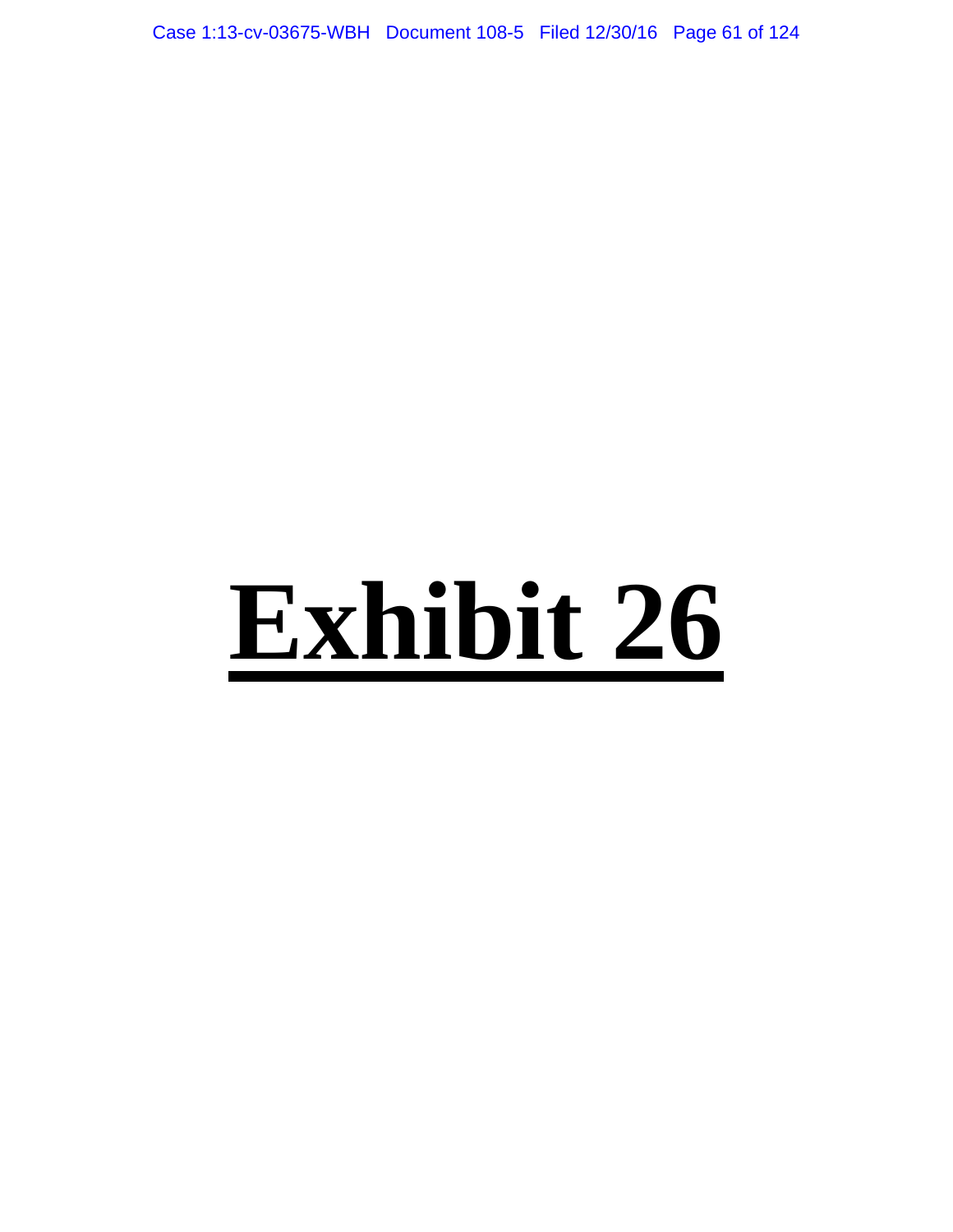# Exhibit 26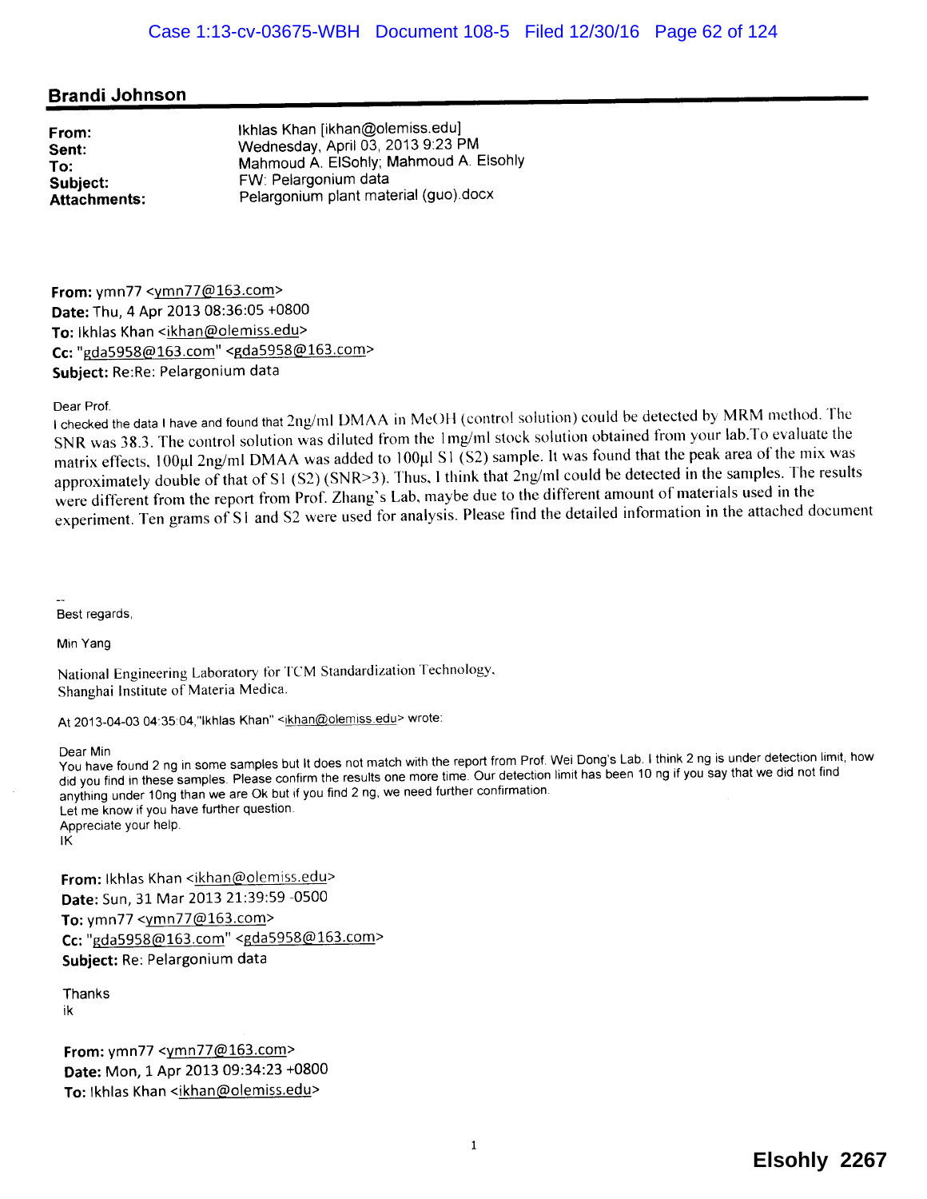## Brandi Johnson

| | |
|---|---|
| **From:** | Ikhlas Khan [ikhan@olemiss.edu] |
| **Sent:** | Wednesday, April 03, 2013 9:23 PM |
| **To:** | Mahmoud A. ElSohly; Mahmoud A. Elsohly |
| **Subject:** | FW: Pelargonium data |
| **Attachments:** | Pelargonium plant material (guo).docx |

**From:** ymn77 <ymn77@163.com>
**Date:** Thu, 4 Apr 2013 08:36:05 +0800
**To:** Ikhlas Khan <ikhan@olemiss.edu>
**Cc:** "gda5958@163.com" <gda5958@163.com>
**Subject:** Re:Re: Pelargonium data

Dear Prof.
I checked the data I have and found that 2ng/ml DMAA in MeOH (control solution) could be detected by MRM method. The SNR was 38.3. The control solution was diluted from the 1mg/ml stock solution obtained from your lab.To evaluate the matrix effects, 100μl 2ng/ml DMAA was added to 100μl S1 (S2) sample. It was found that the peak area of the mix was approximately double of that of S1 (S2) (SNR>3). Thus, I think that 2ng/ml could be detected in the samples. The results were different from the report from Prof. Zhang's Lab, maybe due to the different amount of materials used in the experiment. Ten grams of S1 and S2 were used for analysis. Please find the detailed information in the attached document

--
Best regards,

Min Yang

National Engineering Laboratory for TCM Standardization Technology,
Shanghai Institute of Materia Medica.

At 2013-04-03 04:35:04,"Ikhlas Khan" <ikhan@olemiss.edu> wrote:

Dear Min
You have found 2 ng in some samples but It does not match with the report from Prof. Wei Dong's Lab. I think 2 ng is under detection limit, how did you find in these samples. Please confirm the results one more time. Our detection limit has been 10 ng if you say that we did not find anything under 10ng than we are Ok but if you find 2 ng, we need further confirmation.
Let me know if you have further question.
Appreciate your help.
IK

**From:** Ikhlas Khan <ikhan@olemiss.edu>
**Date:** Sun, 31 Mar 2013 21:39:59 -0500
**To:** ymn77 <ymn77@163.com>
**Cc:** "gda5958@163.com" <gda5958@163.com>
**Subject:** Re: Pelargonium data

Thanks
ik

**From:** ymn77 <ymn77@163.com>
**Date:** Mon, 1 Apr 2013 09:34:23 +0800
**To:** Ikhlas Khan <ikhan@olemiss.edu>

Elsohly 2267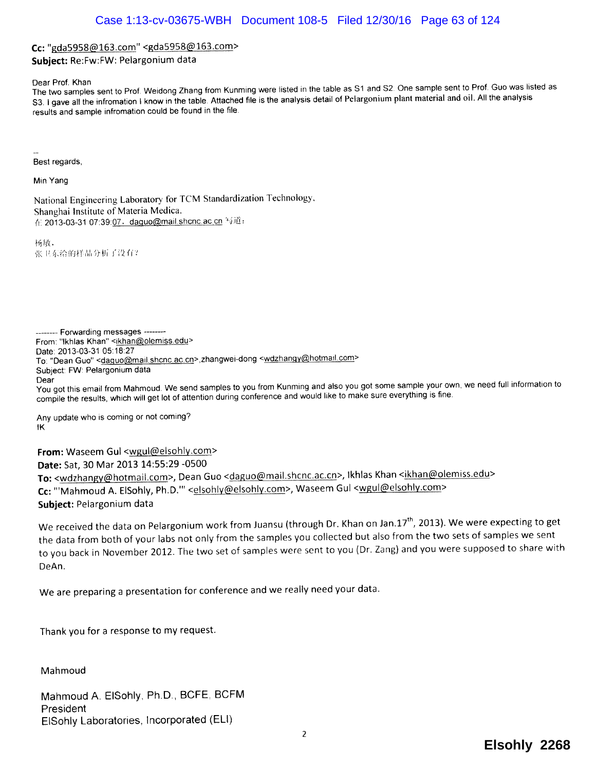**Cc:** "gda5958@163.com" <gda5958@163.com>
**Subject:** Re:Fw:FW: Pelargonium data

Dear Prof. Khan
The two samples sent to Prof. Weidong Zhang from Kunming were listed in the table as S1 and S2. One sample sent to Prof. Guo was listed as S3. I gave all the infromation I know in the table. Attached file is the analysis detail of Pelargonium plant material and oil. All the analysis results and sample infromation could be found in the file.

--
Best regards,

Min Yang

National Engineering Laboratory for TCM Standardization Technology,
Shanghai Institute of Materia Medica.
在 2013-03-31 07:39:07，daguo@mail.shcnc.ac.cn 写道：

杨敏，
张卫东给的样品分析了没有？

-------- Forwarding messages --------
From: "Ikhlas Khan" <ikhan@olemiss.edu>
Date: 2013-03-31 05:18:27
To: "Dean Guo" <daguo@mail.shcnc.ac.cn>,zhangwei-dong <wdzhangy@hotmail.com>
Subject: FW: Pelargonium data
Dear
You got this email from Mahmoud. We send samples to you from Kunming and also you got some sample your own, we need full information to compile the results, which will get lot of attention during conference and would like to make sure everything is fine.

Any update who is coming or not coming?
IK

**From:** Waseem Gul <wgul@elsohly.com>
**Date:** Sat, 30 Mar 2013 14:55:29 -0500
**To:** <wdzhangy@hotmail.com>, Dean Guo <daguo@mail.shcnc.ac.cn>, Ikhlas Khan <ikhan@olemiss.edu>
**Cc:** "'Mahmoud A. ElSohly, Ph.D.'" <elsohly@elsohly.com>, Waseem Gul <wgul@elsohly.com>
**Subject:** Pelargonium data

We received the data on Pelargonium work from Juansu (through Dr. Khan on Jan.17th, 2013). We were expecting to get the data from both of your labs not only from the samples you collected but also from the two sets of samples we sent to you back in November 2012. The two set of samples were sent to you (Dr. Zang) and you were supposed to share with DeAn.

We are preparing a presentation for conference and we really need your data.

Thank you for a response to my request.

Mahmoud

Mahmoud A. ElSohly, Ph.D., BCFE, BCFM
President
ElSohly Laboratories, Incorporated (ELI)

Elsohly 2268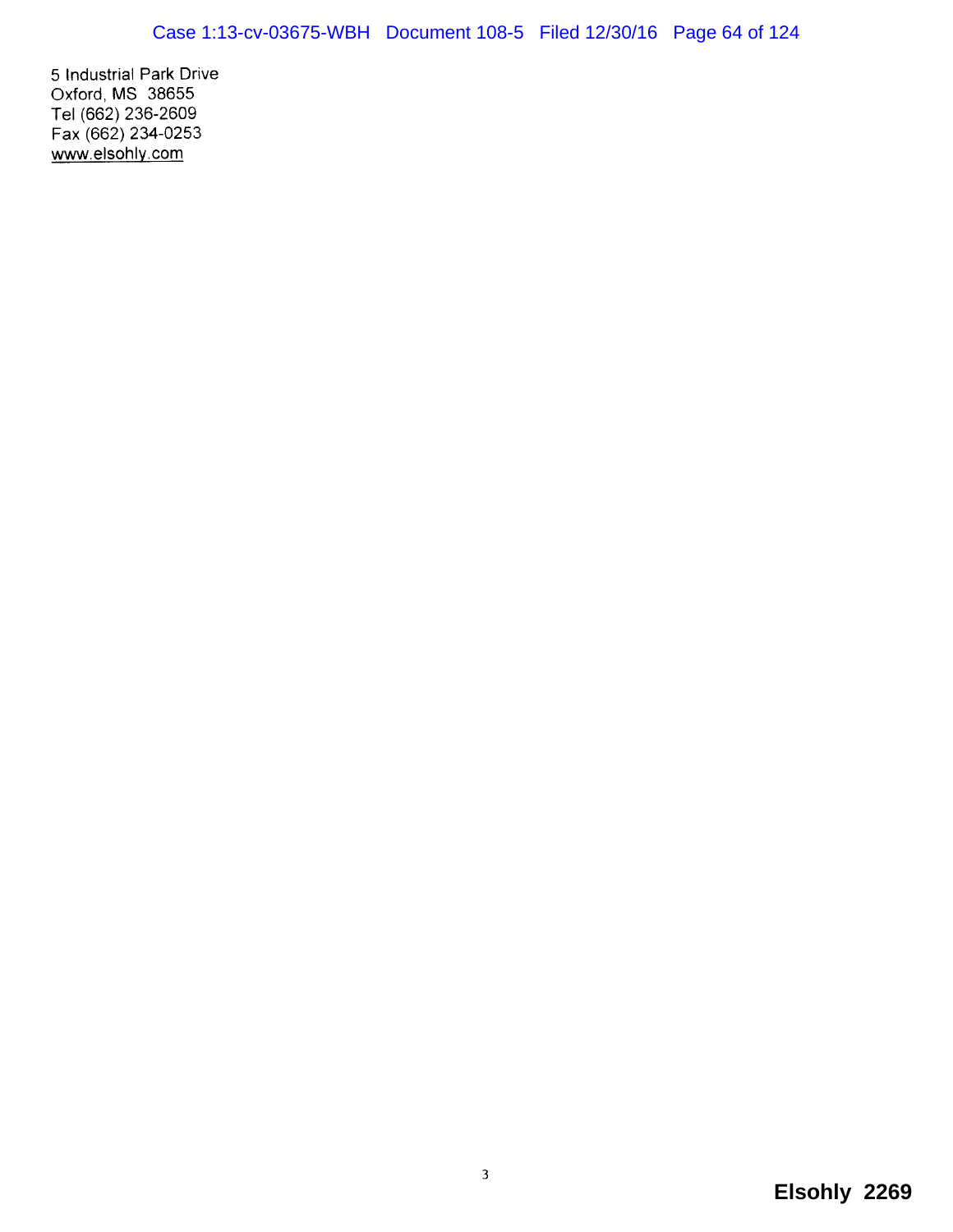5 Industrial Park Drive
Oxford, MS 38655
Tel (662) 236-2609
Fax (662) 234-0253
www.elsohly.com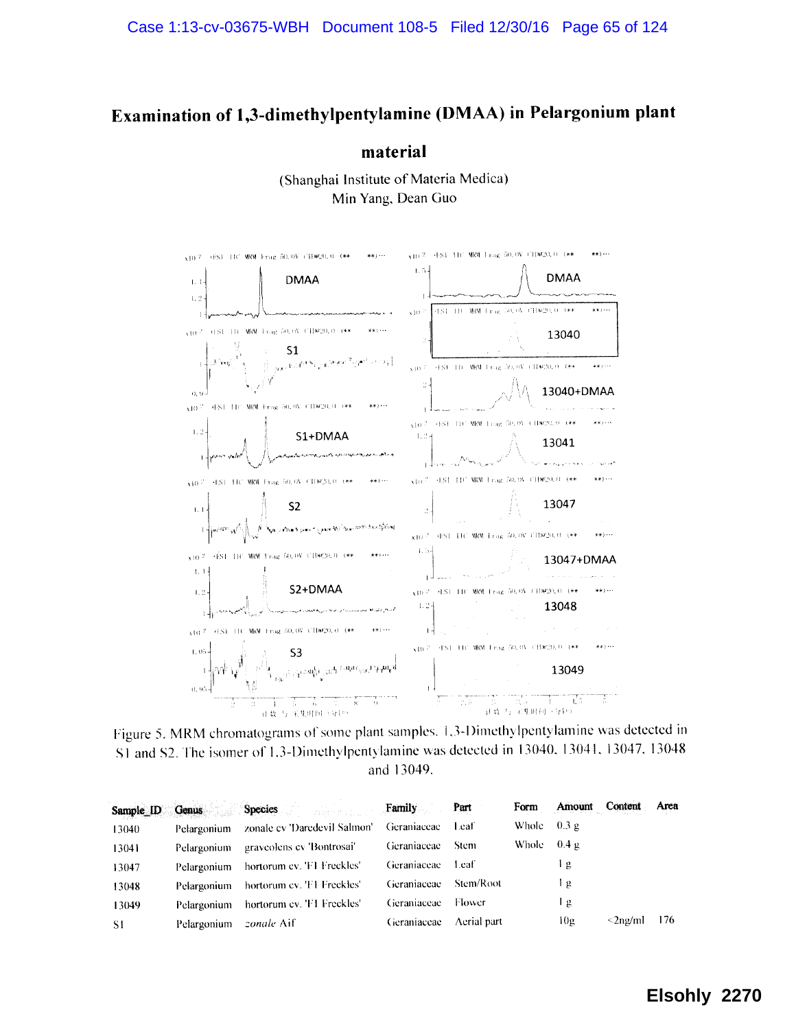# Examination of 1,3-dimethylpentylamine (DMAA) in Pelargonium plant material

(Shanghai Institute of Materia Medica)
Min Yang, Dean Guo

Figure 5. MRM chromatograms of some plant samples. 1,3-Dimethylpentylamine was detected in S1 and S2. The isomer of 1,3-Dimethylpentylamine was detected in 13040, 13041, 13047, 13048 and 13049.

| Sample_ID | Genus | Species | Family | Part | Form | Amount | Content | Area |
|---|---|---|---|---|---|---|---|---|
| 13040 | Pelargonium | zonale cv 'Daredevil Salmon' | Geraniaceae | Leaf | Whole | 0.3 g | | |
| 13041 | Pelargonium | graveolens cv 'Bontrosai' | Geraniaceae | Stem | Whole | 0.4 g | | |
| 13047 | Pelargonium | hortorum cv. 'F1 Freckles' | Geraniaceae | Leaf | | 1 g | | |
| 13048 | Pelargonium | hortorum cv. 'F1 Freckles' | Geraniaceae | Stem/Root | | 1 g | | |
| 13049 | Pelargonium | hortorum cv. 'F1 Freckles' | Geraniaceae | Flower | | 1 g | | |
| S1 | Pelargonium | *zonale* Ait | Geraniaceae | Aerial part | | 10g | <2ng/ml | 176 |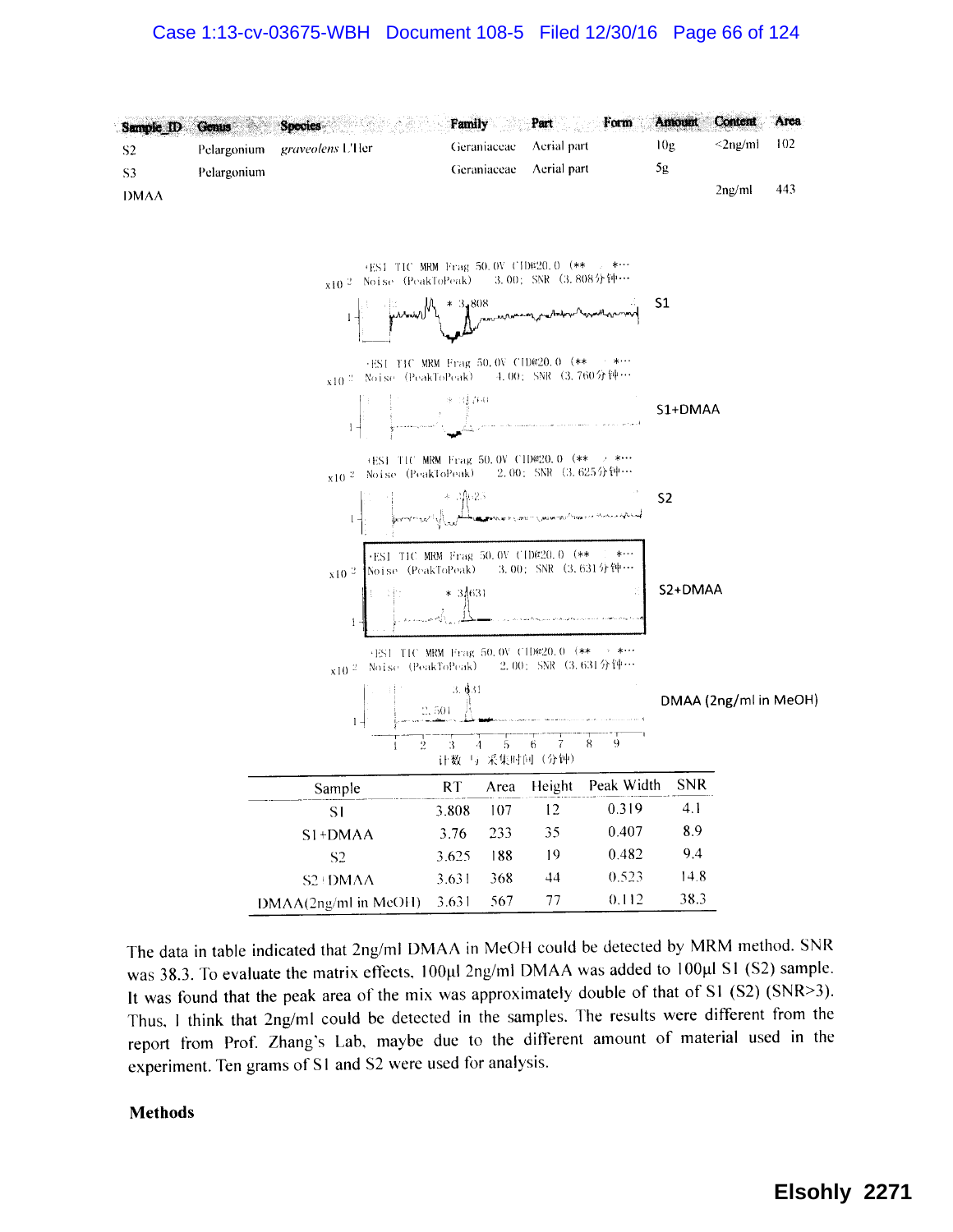| Sample_ID | Genus | Species | Family | Part | Form | Amount | Content | Area |
|---|---|---|---|---|---|---|---|---|
| S2 | Pelargonium | *graveolens* L'Her | Geraniaceae | Aerial part | | 10g | <2ng/ml | 102 |
| S3 | Pelargonium | | Geraniaceae | Aerial part | | 5g | | |
| DMAA | | | | | | | 2ng/ml | 443 |

| Sample | RT | Area | Height | Peak Width | SNR |
|---|---|---|---|---|---|
| S1 | 3.808 | 107 | 12 | 0.319 | 4.1 |
| S1+DMAA | 3.76 | 233 | 35 | 0.407 | 8.9 |
| S2 | 3.625 | 188 | 19 | 0.482 | 9.4 |
| S2+DMAA | 3.631 | 368 | 44 | 0.523 | 14.8 |
| DMAA(2ng/ml in MeOH) | 3.631 | 567 | 77 | 0.112 | 38.3 |

The data in table indicated that 2ng/ml DMAA in MeOH could be detected by MRM method. SNR was 38.3. To evaluate the matrix effects, 100μl 2ng/ml DMAA was added to 100μl S1 (S2) sample. It was found that the peak area of the mix was approximately double of that of S1 (S2) (SNR>3). Thus, I think that 2ng/ml could be detected in the samples. The results were different from the report from Prof. Zhang's Lab, maybe due to the different amount of material used in the experiment. Ten grams of S1 and S2 were used for analysis.

**Methods**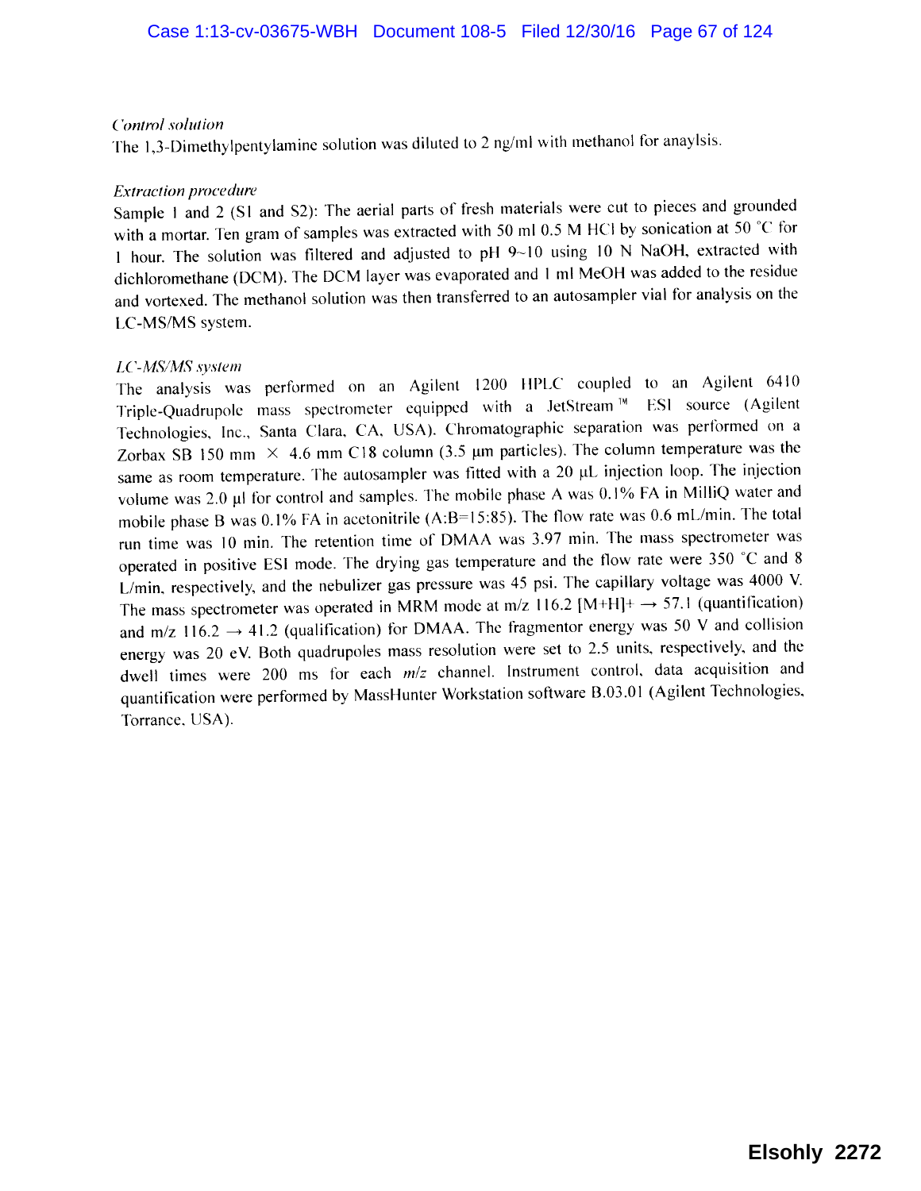*Control solution*

The 1,3-Dimethylpentylamine solution was diluted to 2 ng/ml with methanol for anaylsis.

*Extraction procedure*

Sample 1 and 2 (S1 and S2): The aerial parts of fresh materials were cut to pieces and grounded with a mortar. Ten gram of samples was extracted with 50 ml 0.5 M HCl by sonication at 50 °C for 1 hour. The solution was filtered and adjusted to pH 9~10 using 10 N NaOH, extracted with dichloromethane (DCM). The DCM layer was evaporated and 1 ml MeOH was added to the residue and vortexed. The methanol solution was then transferred to an autosampler vial for analysis on the LC-MS/MS system.

*LC-MS/MS system*

The analysis was performed on an Agilent 1200 HPLC coupled to an Agilent 6410 Triple-Quadrupole mass spectrometer equipped with a JetStream™ ESI source (Agilent Technologies, Inc., Santa Clara, CA, USA). Chromatographic separation was performed on a Zorbax SB 150 mm × 4.6 mm C18 column (3.5 μm particles). The column temperature was the same as room temperature. The autosampler was fitted with a 20 μL injection loop. The injection volume was 2.0 μl for control and samples. The mobile phase A was 0.1% FA in MilliQ water and mobile phase B was 0.1% FA in acetonitrile (A:B=15:85). The flow rate was 0.6 mL/min. The total run time was 10 min. The retention time of DMAA was 3.97 min. The mass spectrometer was operated in positive ESI mode. The drying gas temperature and the flow rate were 350 °C and 8 L/min, respectively, and the nebulizer gas pressure was 45 psi. The capillary voltage was 4000 V. The mass spectrometer was operated in MRM mode at m/z 116.2 $[M+H]^+$ → 57.1 (quantification) and m/z 116.2 → 41.2 (qualification) for DMAA. The fragmentor energy was 50 V and collision energy was 20 eV. Both quadrupoles mass resolution were set to 2.5 units, respectively, and the dwell times were 200 ms for each *m/z* channel. Instrument control, data acquisition and quantification were performed by MassHunter Workstation software B.03.01 (Agilent Technologies, Torrance, USA).